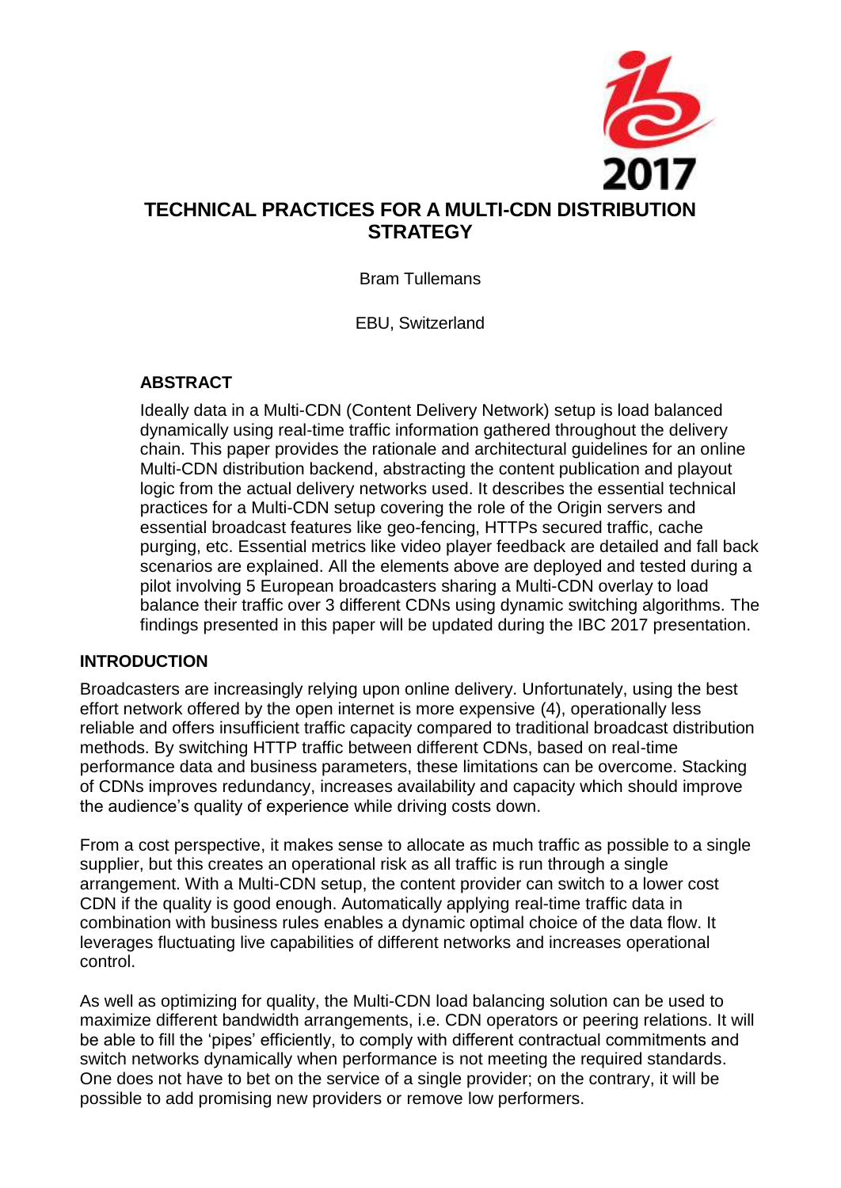# TECHNICAL PRACTICES FOR A MULTI-CDN DISTRIBUTION STRATEGY

Bram Tullemans

EBU, Switzerland

## ABSTRACT

Ideally data in a Multi-CDN (Content Delivery Network) setup is load balanced dynamically using real-time traffic information gathered throughout the delivery chain. This paper provides the rationale and architectural guidelines for an online Multi-CDN distribution backend, abstracting the content publication and playout logic from the actual delivery networks used. It describes the essential technical practices for a Multi-CDN setup covering the role of the Origin servers and essential broadcast features like geo-fencing, HTTPs secured traffic, cache purging, etc. Essential metrics like video player feedback are detailed and fall back scenarios are explained. All the elements above are deployed and tested during a pilot involving 5 European broadcasters sharing a Multi-CDN overlay to load balance their traffic over 3 different CDNs using dynamic switching algorithms. The findings presented in this paper will be updated during the IBC 2017 presentation.

## INTRODUCTION

Broadcasters are increasingly relying upon online delivery. Unfortunately, using the best effort network offered by the open internet is more expensive (4), operationally less reliable and offers insufficient traffic capacity compared to traditional broadcast distribution methods. By switching HTTP traffic between different CDNs, based on real-time performance data and business parameters, these limitations can be overcome. Stacking of CDNs improves redundancy, increases availability and capacity which should improve the audience's quality of experience while driving costs down.

From a cost perspective, it makes sense to allocate as much traffic as possible to a single supplier, but this creates an operational risk as all traffic is run through a single arrangement. With a Multi-CDN setup, the content provider can switch to a lower cost CDN if the quality is good enough. Automatically applying real-time traffic data in combination with business rules enables a dynamic optimal choice of the data flow. It leverages fluctuating live capabilities of different networks and increases operational control.

As well as optimizing for quality, the Multi-CDN load balancing solution can be used to maximize different bandwidth arrangements, i.e. CDN operators or peering relations. It will be able to fill the 'pipes' efficiently, to comply with different contractual commitments and switch networks dynamically when performance is not meeting the required standards. One does not have to bet on the service of a single provider; on the contrary, it will be possible to add promising new providers or remove low performers.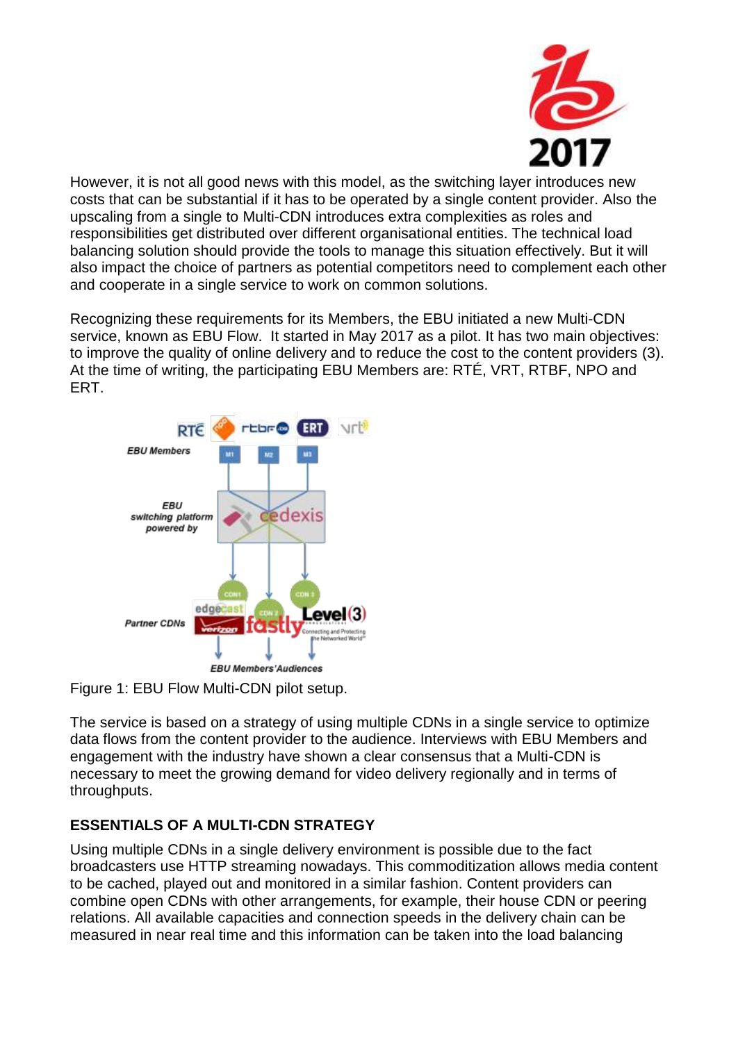However, it is not all good news with this model, as the switching layer introduces new costs that can be substantial if it has to be operated by a single content provider. Also the upscaling from a single to Multi-CDN introduces extra complexities as roles and responsibilities get distributed over different organisational entities. The technical load balancing solution should provide the tools to manage this situation effectively. But it will also impact the choice of partners as potential competitors need to complement each other and cooperate in a single service to work on common solutions.

Recognizing these requirements for its Members, the EBU initiated a new Multi-CDN service, known as EBU Flow. It started in May 2017 as a pilot. It has two main objectives: to improve the quality of online delivery and to reduce the cost to the content providers (3). At the time of writing, the participating EBU Members are: RTÉ, VRT, RTBF, NPO and ERT.

Figure 1: EBU Flow Multi-CDN pilot setup.

The service is based on a strategy of using multiple CDNs in a single service to optimize data flows from the content provider to the audience. Interviews with EBU Members and engagement with the industry have shown a clear consensus that a Multi-CDN is necessary to meet the growing demand for video delivery regionally and in terms of throughputs.

## ESSENTIALS OF A MULTI-CDN STRATEGY

Using multiple CDNs in a single delivery environment is possible due to the fact broadcasters use HTTP streaming nowadays. This commoditization allows media content to be cached, played out and monitored in a similar fashion. Content providers can combine open CDNs with other arrangements, for example, their house CDN or peering relations. All available capacities and connection speeds in the delivery chain can be measured in near real time and this information can be taken into the load balancing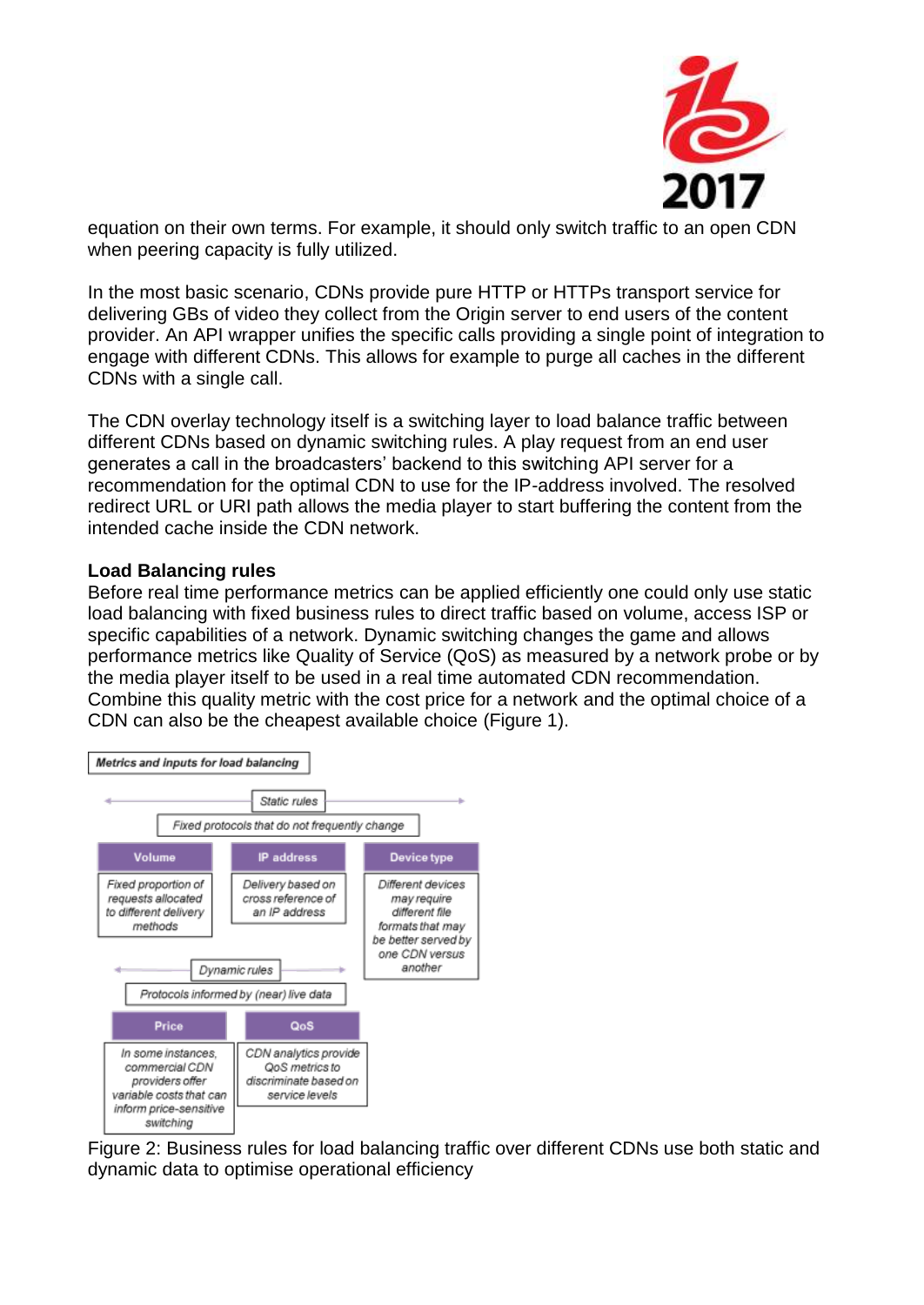equation on their own terms. For example, it should only switch traffic to an open CDN when peering capacity is fully utilized.

In the most basic scenario, CDNs provide pure HTTP or HTTPs transport service for delivering GBs of video they collect from the Origin server to end users of the content provider. An API wrapper unifies the specific calls providing a single point of integration to engage with different CDNs. This allows for example to purge all caches in the different CDNs with a single call.

The CDN overlay technology itself is a switching layer to load balance traffic between different CDNs based on dynamic switching rules. A play request from an end user generates a call in the broadcasters' backend to this switching API server for a recommendation for the optimal CDN to use for the IP-address involved. The resolved redirect URL or URI path allows the media player to start buffering the content from the intended cache inside the CDN network.

**Load Balancing rules**

Before real time performance metrics can be applied efficiently one could only use static load balancing with fixed business rules to direct traffic based on volume, access ISP or specific capabilities of a network. Dynamic switching changes the game and allows performance metrics like Quality of Service (QoS) as measured by a network probe or by the media player itself to be used in a real time automated CDN recommendation. Combine this quality metric with the cost price for a network and the optimal choice of a CDN can also be the cheapest available choice (Figure 1).

*Metrics and inputs for load balancing*

*Static rules* — *Fixed protocols that do not frequently change*

| Volume | IP address | Device type |
| --- | --- | --- |
| *Fixed proportion of requests allocated to different delivery methods* | *Delivery based on cross reference of an IP address* | *Different devices may require different file formats that may be better served by one CDN versus another* |

*Dynamic rules* — *Protocols informed by (near) live data*

| Price | QoS |
| --- | --- |
| *In some instances, commercial CDN providers offer variable costs that can inform price-sensitive switching* | *CDN analytics provide QoS metrics to discriminate based on service levels* |

Figure 2: Business rules for load balancing traffic over different CDNs use both static and dynamic data to optimise operational efficiency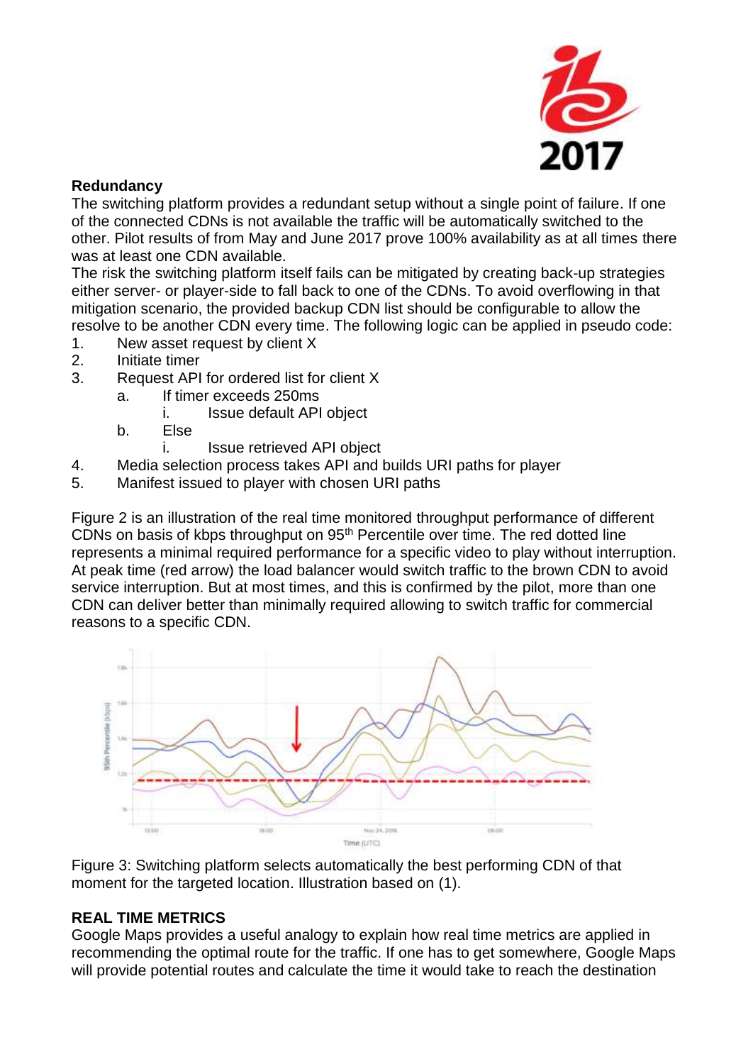### Redundancy

The switching platform provides a redundant setup without a single point of failure. If one of the connected CDNs is not available the traffic will be automatically switched to the other. Pilot results of from May and June 2017 prove 100% availability as at all times there was at least one CDN available.

The risk the switching platform itself fails can be mitigated by creating back-up strategies either server- or player-side to fall back to one of the CDNs. To avoid overflowing in that mitigation scenario, the provided backup CDN list should be configurable to allow the resolve to be another CDN every time. The following logic can be applied in pseudo code:

1. New asset request by client X
2. Initiate timer
3. Request API for ordered list for client X
    a. If timer exceeds 250ms
        i. Issue default API object
    b. Else
        i. Issue retrieved API object
4. Media selection process takes API and builds URI paths for player
5. Manifest issued to player with chosen URI paths

Figure 2 is an illustration of the real time monitored throughput performance of different CDNs on basis of kbps throughput on 95th Percentile over time. The red dotted line represents a minimal required performance for a specific video to play without interruption. At peak time (red arrow) the load balancer would switch traffic to the brown CDN to avoid service interruption. But at most times, and this is confirmed by the pilot, more than one CDN can deliver better than minimally required allowing to switch traffic for commercial reasons to a specific CDN.

Figure 3: Switching platform selects automatically the best performing CDN of that moment for the targeted location. Illustration based on (1).

## REAL TIME METRICS

Google Maps provides a useful analogy to explain how real time metrics are applied in recommending the optimal route for the traffic. If one has to get somewhere, Google Maps will provide potential routes and calculate the time it would take to reach the destination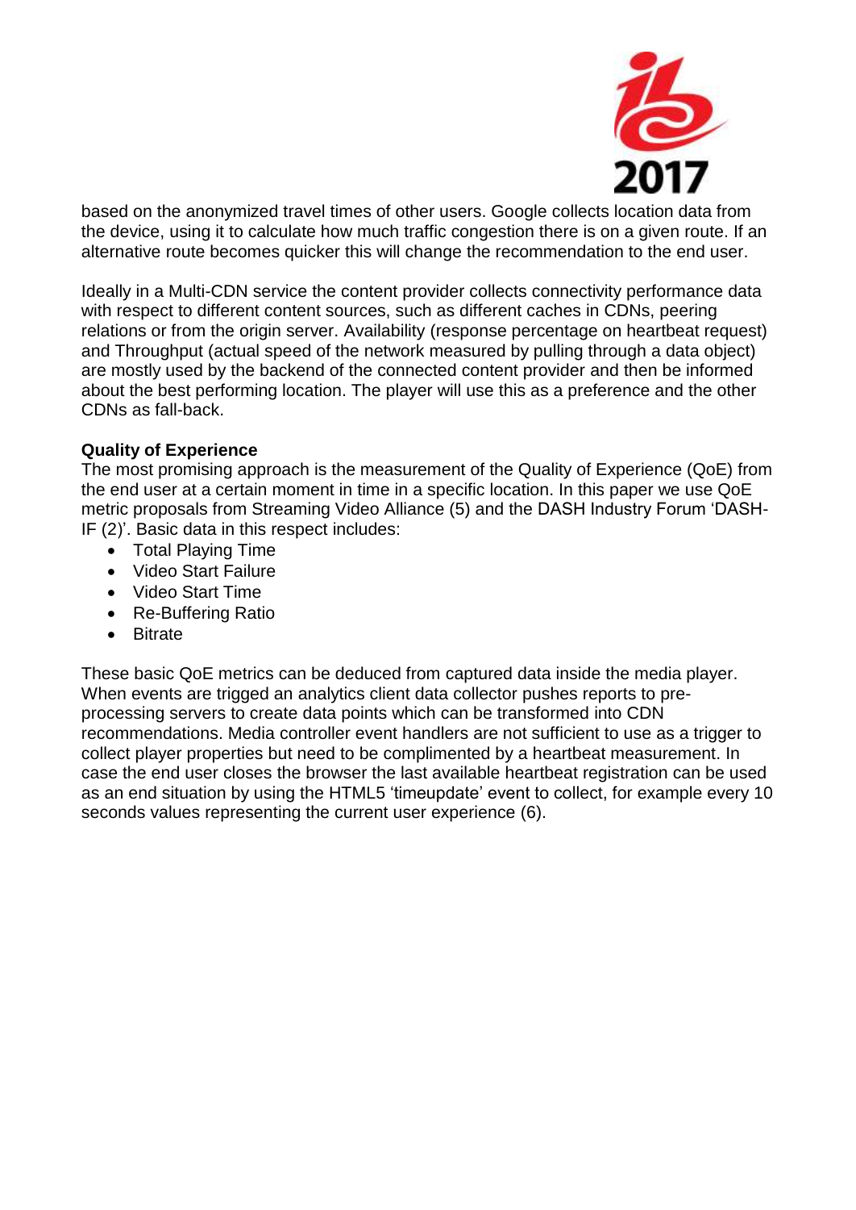based on the anonymized travel times of other users. Google collects location data from the device, using it to calculate how much traffic congestion there is on a given route. If an alternative route becomes quicker this will change the recommendation to the end user.

Ideally in a Multi-CDN service the content provider collects connectivity performance data with respect to different content sources, such as different caches in CDNs, peering relations or from the origin server. Availability (response percentage on heartbeat request) and Throughput (actual speed of the network measured by pulling through a data object) are mostly used by the backend of the connected content provider and then be informed about the best performing location. The player will use this as a preference and the other CDNs as fall-back.

**Quality of Experience**

The most promising approach is the measurement of the Quality of Experience (QoE) from the end user at a certain moment in time in a specific location. In this paper we use QoE metric proposals from Streaming Video Alliance (5) and the DASH Industry Forum 'DASH-IF (2)'. Basic data in this respect includes:

- Total Playing Time
- Video Start Failure
- Video Start Time
- Re-Buffering Ratio
- Bitrate

These basic QoE metrics can be deduced from captured data inside the media player. When events are trigged an analytics client data collector pushes reports to pre-processing servers to create data points which can be transformed into CDN recommendations. Media controller event handlers are not sufficient to use as a trigger to collect player properties but need to be complimented by a heartbeat measurement. In case the end user closes the browser the last available heartbeat registration can be used as an end situation by using the HTML5 'timeupdate' event to collect, for example every 10 seconds values representing the current user experience (6).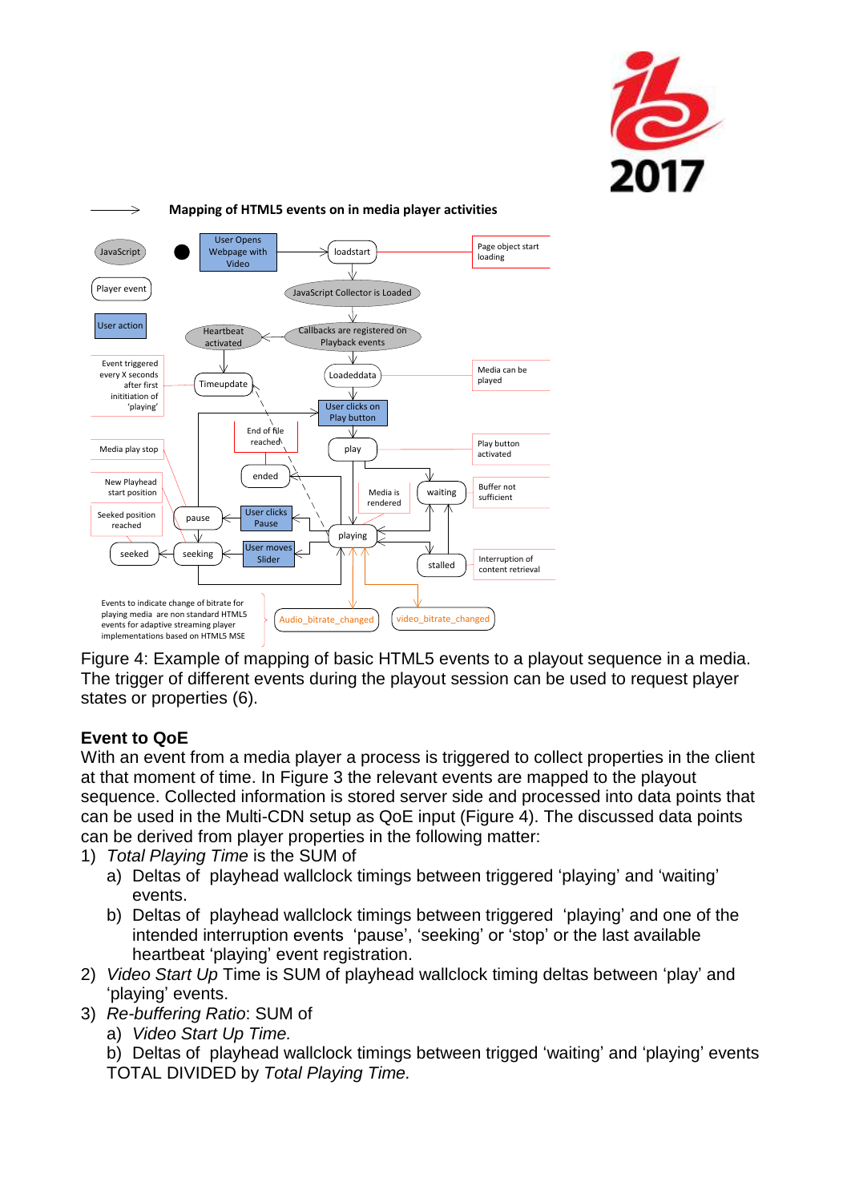Figure 4: Example of mapping of basic HTML5 events to a playout sequence in a media. The trigger of different events during the playout session can be used to request player states or properties (6).

### Event to QoE

With an event from a media player a process is triggered to collect properties in the client at that moment of time. In Figure 3 the relevant events are mapped to the playout sequence. Collected information is stored server side and processed into data points that can be used in the Multi-CDN setup as QoE input (Figure 4). The discussed data points can be derived from player properties in the following matter:

1) *Total Playing Time* is the SUM of
   a) Deltas of playhead wallclock timings between triggered 'playing' and 'waiting' events.
   b) Deltas of playhead wallclock timings between triggered 'playing' and one of the intended interruption events 'pause', 'seeking' or 'stop' or the last available heartbeat 'playing' event registration.
2) *Video Start Up* Time is SUM of playhead wallclock timing deltas between 'play' and 'playing' events.
3) *Re-buffering Ratio*: SUM of
   a) *Video Start Up Time.*
   b) Deltas of playhead wallclock timings between trigged 'waiting' and 'playing' events

   TOTAL DIVIDED by *Total Playing Time.*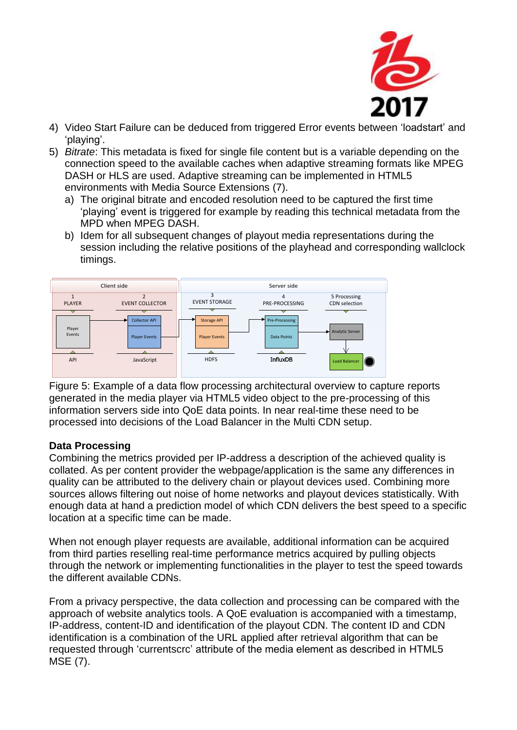4) Video Start Failure can be deduced from triggered Error events between 'loadstart' and 'playing'.
5) *Bitrate*: This metadata is fixed for single file content but is a variable depending on the connection speed to the available caches when adaptive streaming formats like MPEG DASH or HLS are used. Adaptive streaming can be implemented in HTML5 environments with Media Source Extensions (7).
   a) The original bitrate and encoded resolution need to be captured the first time 'playing' event is triggered for example by reading this technical metadata from the MPD when MPEG DASH.
   b) Idem for all subsequent changes of playout media representations during the session including the relative positions of the playhead and corresponding wallclock timings.

Figure 5: Example of a data flow processing architectural overview to capture reports generated in the media player via HTML5 video object to the pre-processing of this information servers side into QoE data points. In near real-time these need to be processed into decisions of the Load Balancer in the Multi CDN setup.

**Data Processing**

Combining the metrics provided per IP-address a description of the achieved quality is collated. As per content provider the webpage/application is the same any differences in quality can be attributed to the delivery chain or playout devices used. Combining more sources allows filtering out noise of home networks and playout devices statistically. With enough data at hand a prediction model of which CDN delivers the best speed to a specific location at a specific time can be made.

When not enough player requests are available, additional information can be acquired from third parties reselling real-time performance metrics acquired by pulling objects through the network or implementing functionalities in the player to test the speed towards the different available CDNs.

From a privacy perspective, the data collection and processing can be compared with the approach of website analytics tools. A QoE evaluation is accompanied with a timestamp, IP-address, content-ID and identification of the playout CDN. The content ID and CDN identification is a combination of the URL applied after retrieval algorithm that can be requested through 'currentscrc' attribute of the media element as described in HTML5 MSE (7).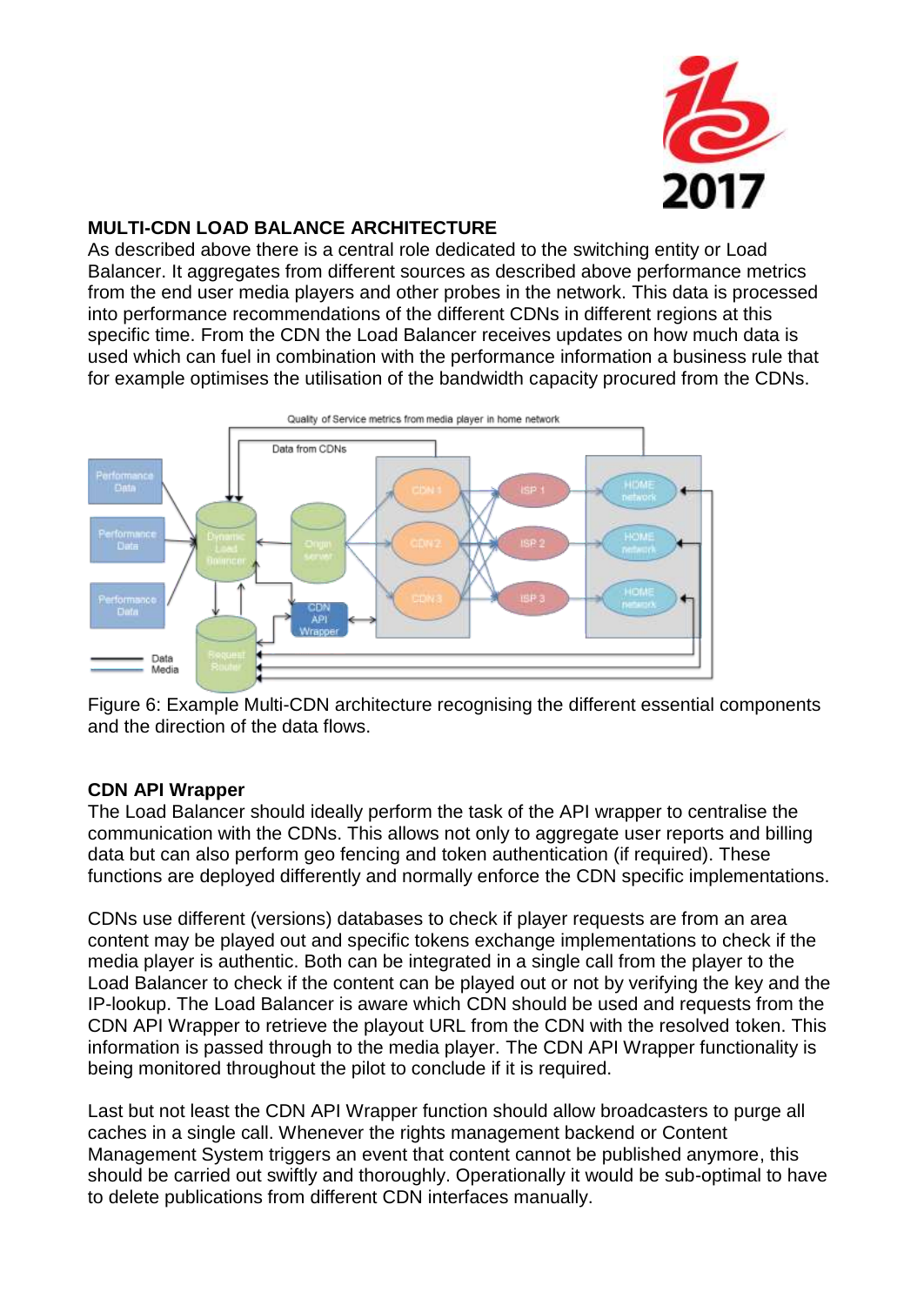## MULTI-CDN LOAD BALANCE ARCHITECTURE

As described above there is a central role dedicated to the switching entity or Load Balancer. It aggregates from different sources as described above performance metrics from the end user media players and other probes in the network. This data is processed into performance recommendations of the different CDNs in different regions at this specific time. From the CDN the Load Balancer receives updates on how much data is used which can fuel in combination with the performance information a business rule that for example optimises the utilisation of the bandwidth capacity procured from the CDNs.

Figure 6: Example Multi-CDN architecture recognising the different essential components and the direction of the data flows.

## CDN API Wrapper

The Load Balancer should ideally perform the task of the API wrapper to centralise the communication with the CDNs. This allows not only to aggregate user reports and billing data but can also perform geo fencing and token authentication (if required). These functions are deployed differently and normally enforce the CDN specific implementations.

CDNs use different (versions) databases to check if player requests are from an area content may be played out and specific tokens exchange implementations to check if the media player is authentic. Both can be integrated in a single call from the player to the Load Balancer to check if the content can be played out or not by verifying the key and the IP-lookup. The Load Balancer is aware which CDN should be used and requests from the CDN API Wrapper to retrieve the playout URL from the CDN with the resolved token. This information is passed through to the media player. The CDN API Wrapper functionality is being monitored throughout the pilot to conclude if it is required.

Last but not least the CDN API Wrapper function should allow broadcasters to purge all caches in a single call. Whenever the rights management backend or Content Management System triggers an event that content cannot be published anymore, this should be carried out swiftly and thoroughly. Operationally it would be sub-optimal to have to delete publications from different CDN interfaces manually.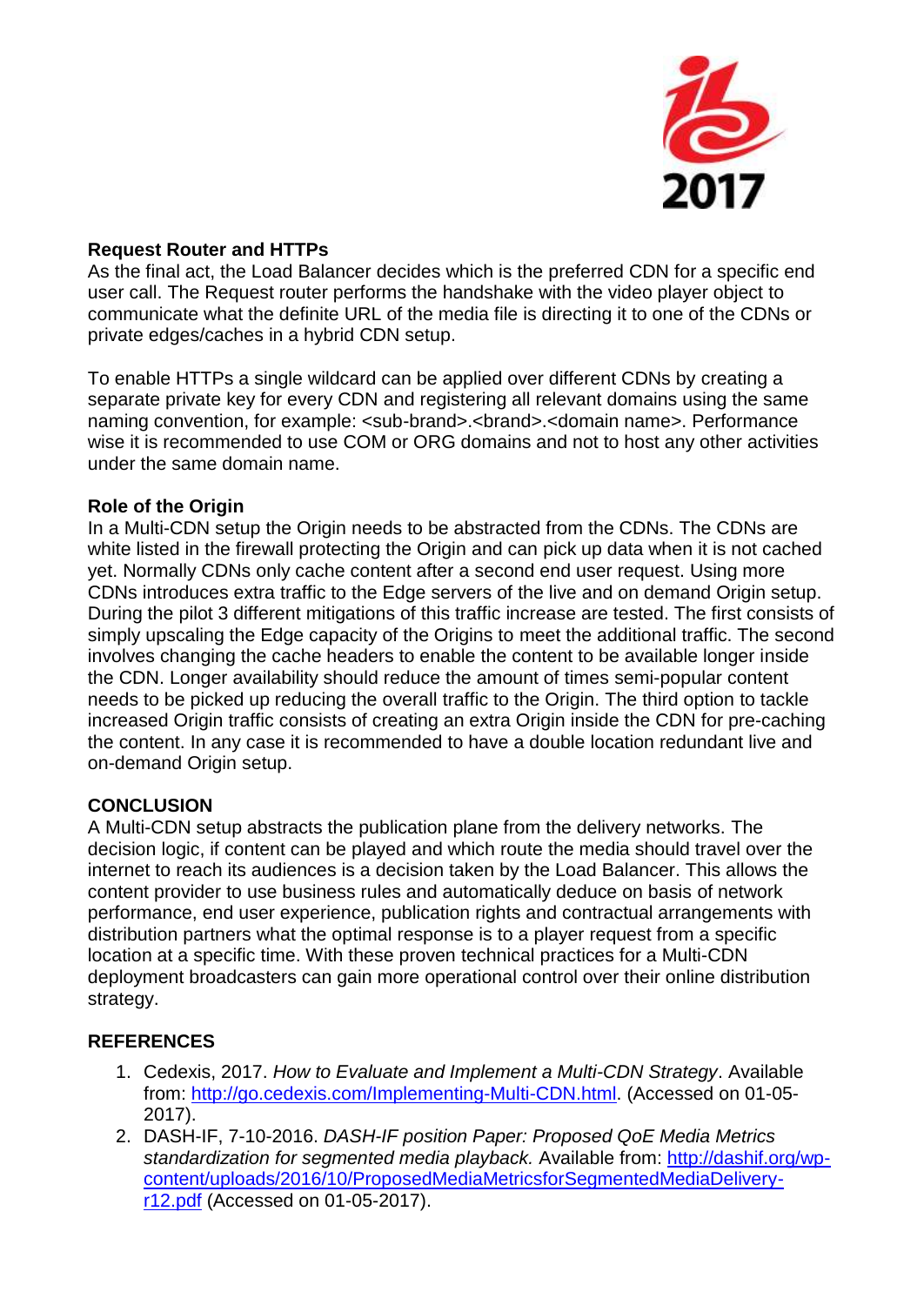**Request Router and HTTPs**

As the final act, the Load Balancer decides which is the preferred CDN for a specific end user call. The Request router performs the handshake with the video player object to communicate what the definite URL of the media file is directing it to one of the CDNs or private edges/caches in a hybrid CDN setup.

To enable HTTPs a single wildcard can be applied over different CDNs by creating a separate private key for every CDN and registering all relevant domains using the same naming convention, for example: <sub-brand>.<brand>.<domain name>. Performance wise it is recommended to use COM or ORG domains and not to host any other activities under the same domain name.

**Role of the Origin**

In a Multi-CDN setup the Origin needs to be abstracted from the CDNs. The CDNs are white listed in the firewall protecting the Origin and can pick up data when it is not cached yet. Normally CDNs only cache content after a second end user request. Using more CDNs introduces extra traffic to the Edge servers of the live and on demand Origin setup. During the pilot 3 different mitigations of this traffic increase are tested. The first consists of simply upscaling the Edge capacity of the Origins to meet the additional traffic. The second involves changing the cache headers to enable the content to be available longer inside the CDN. Longer availability should reduce the amount of times semi-popular content needs to be picked up reducing the overall traffic to the Origin. The third option to tackle increased Origin traffic consists of creating an extra Origin inside the CDN for pre-caching the content. In any case it is recommended to have a double location redundant live and on-demand Origin setup.

**CONCLUSION**

A Multi-CDN setup abstracts the publication plane from the delivery networks. The decision logic, if content can be played and which route the media should travel over the internet to reach its audiences is a decision taken by the Load Balancer. This allows the content provider to use business rules and automatically deduce on basis of network performance, end user experience, publication rights and contractual arrangements with distribution partners what the optimal response is to a player request from a specific location at a specific time. With these proven technical practices for a Multi-CDN deployment broadcasters can gain more operational control over their online distribution strategy.

**REFERENCES**

1. Cedexis, 2017. *How to Evaluate and Implement a Multi-CDN Strategy*. Available from: http://go.cedexis.com/Implementing-Multi-CDN.html. (Accessed on 01-05-2017).
2. DASH-IF, 7-10-2016. *DASH-IF position Paper: Proposed QoE Media Metrics standardization for segmented media playback.* Available from: http://dashif.org/wp-content/uploads/2016/10/ProposedMediaMetricsforSegmentedMediaDelivery-r12.pdf (Accessed on 01-05-2017).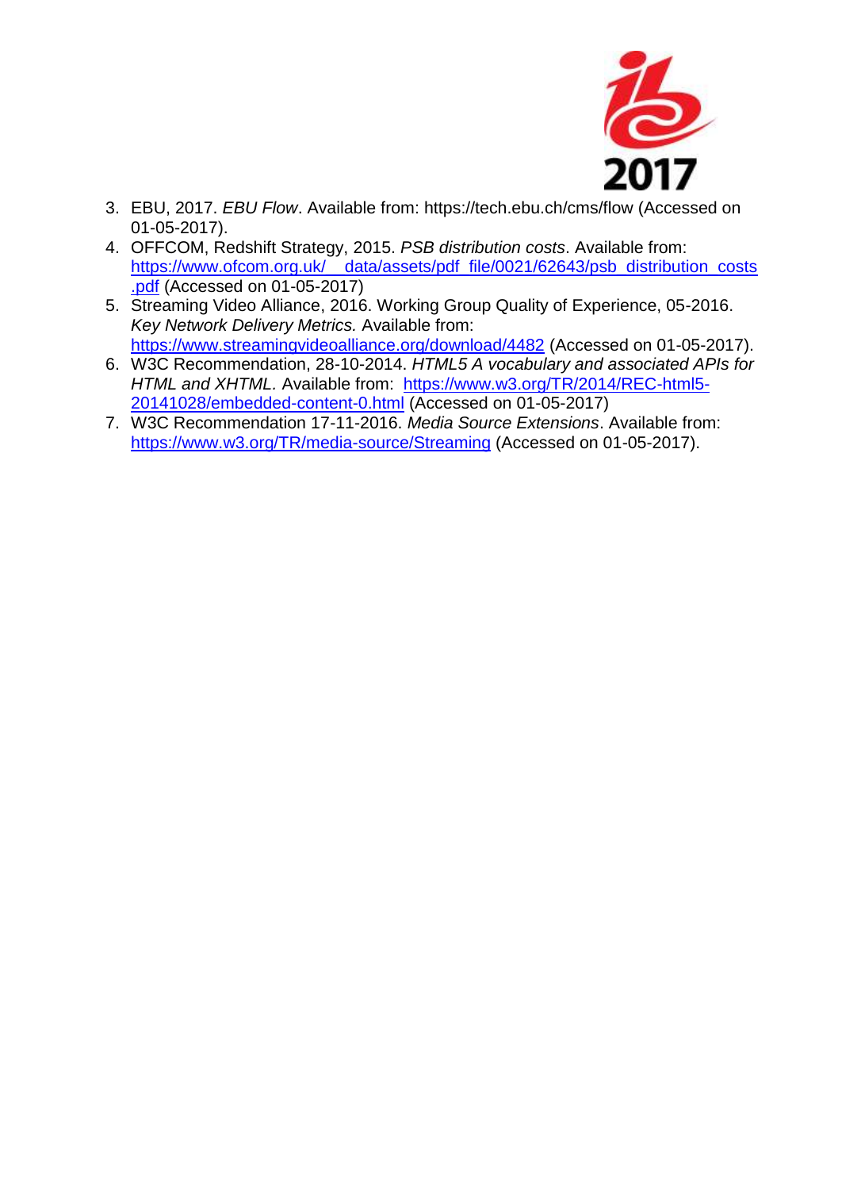3. EBU, 2017. *EBU Flow*. Available from: https://tech.ebu.ch/cms/flow (Accessed on 01-05-2017).
4. OFFCOM, Redshift Strategy, 2015. *PSB distribution costs*. Available from: https://www.ofcom.org.uk/__data/assets/pdf_file/0021/62643/psb_distribution_costs.pdf (Accessed on 01-05-2017)
5. Streaming Video Alliance, 2016. Working Group Quality of Experience, 05-2016. *Key Network Delivery Metrics.* Available from: https://www.streamingvideoalliance.org/download/4482 (Accessed on 01-05-2017).
6. W3C Recommendation, 28-10-2014. *HTML5 A vocabulary and associated APIs for HTML and XHTML*. Available from: https://www.w3.org/TR/2014/REC-html5-20141028/embedded-content-0.html (Accessed on 01-05-2017)
7. W3C Recommendation 17-11-2016. *Media Source Extensions*. Available from: https://www.w3.org/TR/media-source/Streaming (Accessed on 01-05-2017).